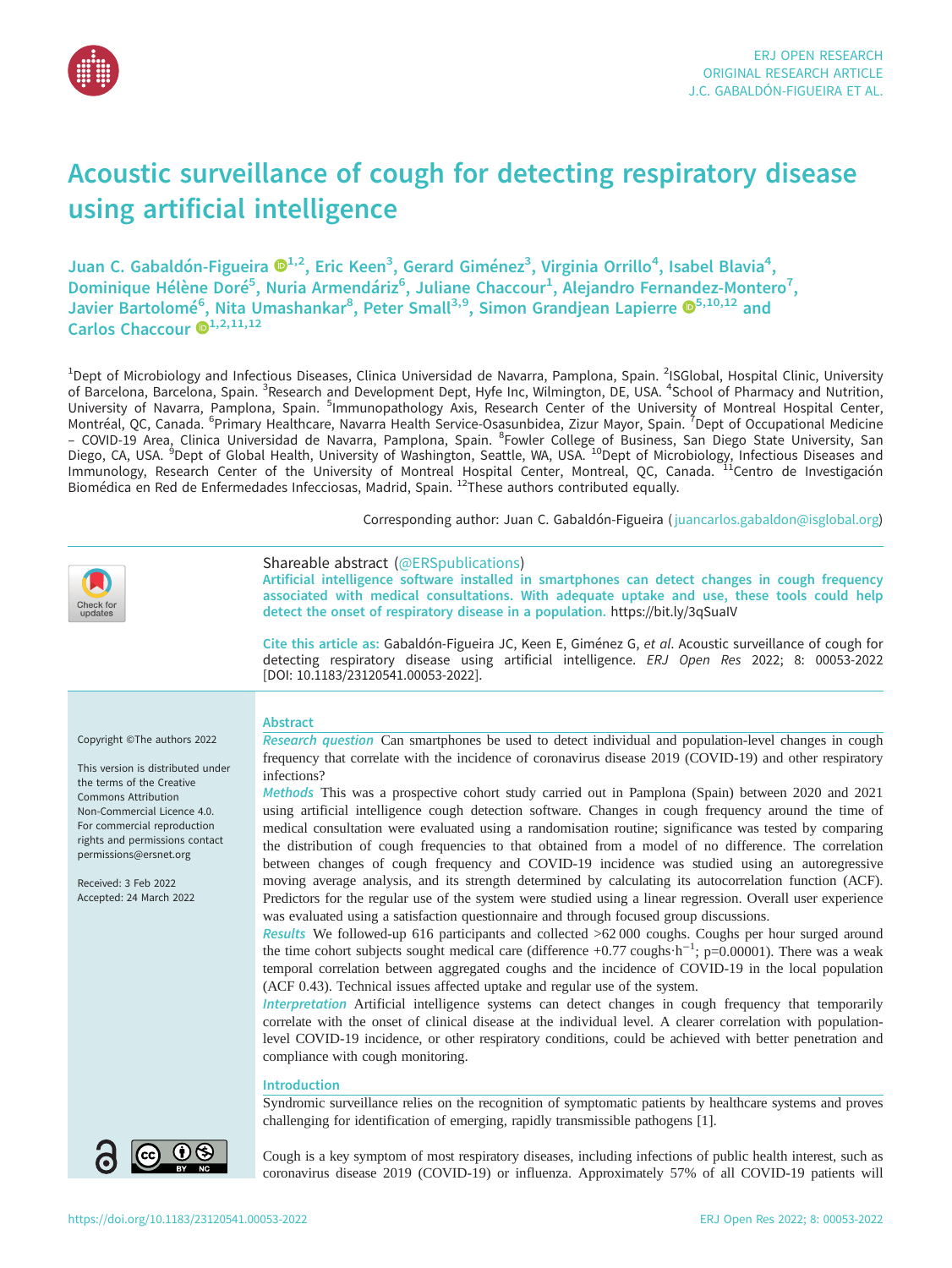# Acoustic surveillance of cough for detecting respiratory disease using artificial intelligence

Juan C. Gabaldón-Figueira[1,2], Eric Keen[3], Gerard Giménez[3], Virginia Orrillo[4], Isabel Blavia[4], Dominique Hélène Doré[5], Nuria Armendáriz[6], Juliane Chaccour[1], Alejandro Fernandez-Montero[7], Javier Bartolomé[6], Nita Umashankar[8], Peter Small[3,9], Simon Grandjean Lapierre[5,10,12] and Carlos Chaccour[1,2,11,12]

[1]Dept of Microbiology and Infectious Diseases, Clinica Universidad de Navarra, Pamplona, Spain. [2]ISGlobal, Hospital Clinic, University of Barcelona, Barcelona, Spain. [3]Research and Development Dept, Hyfe Inc, Wilmington, DE, USA. [4]School of Pharmacy and Nutrition, University of Navarra, Pamplona, Spain. [5]Immunopathology Axis, Research Center of the University of Montreal Hospital Center, Montréal, QC, Canada. [6]Primary Healthcare, Navarra Health Service-Osasunbidea, Zizur Mayor, Spain. [7]Dept of Occupational Medicine – COVID-19 Area, Clinica Universidad de Navarra, Pamplona, Spain. [8]Fowler College of Business, San Diego State University, San Diego, CA, USA. [9]Dept of Global Health, University of Washington, Seattle, WA, USA. [10]Dept of Microbiology, Infectious Diseases and Immunology, Research Center of the University of Montreal Hospital Center, Montreal, QC, Canada. [11]Centro de Investigación Biomédica en Red de Enfermedades Infecciosas, Madrid, Spain. [12]These authors contributed equally.

Corresponding author: Juan C. Gabaldón-Figueira (juancarlos.gabaldon@isglobal.org)

Shareable abstract (@ERSpublications)
**Artificial intelligence software installed in smartphones can detect changes in cough frequency associated with medical consultations. With adequate uptake and use, these tools could help detect the onset of respiratory disease in a population.** https://bit.ly/3qSuaIV

**Cite this article as:** Gabaldón-Figueira JC, Keen E, Giménez G, *et al.* Acoustic surveillance of cough for detecting respiratory disease using artificial intelligence. *ERJ Open Res* 2022; 8: 00053-2022 [DOI: 10.1183/23120541.00053-2022].

Copyright ©The authors 2022

This version is distributed under the terms of the Creative Commons Attribution Non-Commercial Licence 4.0. For commercial reproduction rights and permissions contact permissions@ersnet.org

Received: 3 Feb 2022
Accepted: 24 March 2022

## Abstract

***Research question*** Can smartphones be used to detect individual and population-level changes in cough frequency that correlate with the incidence of coronavirus disease 2019 (COVID-19) and other respiratory infections?

***Methods*** This was a prospective cohort study carried out in Pamplona (Spain) between 2020 and 2021 using artificial intelligence cough detection software. Changes in cough frequency around the time of medical consultation were evaluated using a randomisation routine; significance was tested by comparing the distribution of cough frequencies to that obtained from a model of no difference. The correlation between changes of cough frequency and COVID-19 incidence was studied using an autoregressive moving average analysis, and its strength determined by calculating its autocorrelation function (ACF). Predictors for the regular use of the system were studied using a linear regression. Overall user experience was evaluated using a satisfaction questionnaire and through focused group discussions.

***Results*** We followed-up 616 participants and collected >62 000 coughs. Coughs per hour surged around the time cohort subjects sought medical care (difference +0.77 coughs·h$^{-1}$; p=0.00001). There was a weak temporal correlation between aggregated coughs and the incidence of COVID-19 in the local population (ACF 0.43). Technical issues affected uptake and regular use of the system.

***Interpretation*** Artificial intelligence systems can detect changes in cough frequency that temporarily correlate with the onset of clinical disease at the individual level. A clearer correlation with population-level COVID-19 incidence, or other respiratory conditions, could be achieved with better penetration and compliance with cough monitoring.

## Introduction

Syndromic surveillance relies on the recognition of symptomatic patients by healthcare systems and proves challenging for identification of emerging, rapidly transmissible pathogens [1].

Cough is a key symptom of most respiratory diseases, including infections of public health interest, such as coronavirus disease 2019 (COVID-19) or influenza. Approximately 57% of all COVID-19 patients will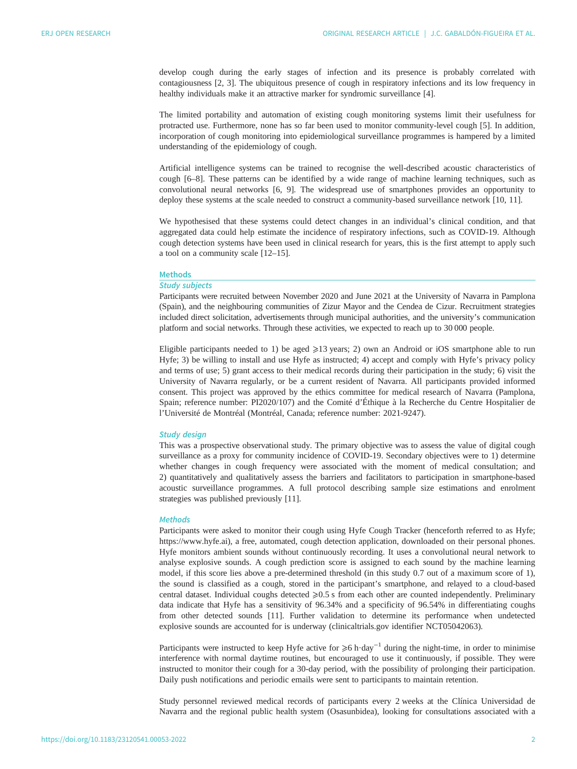develop cough during the early stages of infection and its presence is probably correlated with contagiousness [2, 3]. The ubiquitous presence of cough in respiratory infections and its low frequency in healthy individuals make it an attractive marker for syndromic surveillance [4].

The limited portability and automation of existing cough monitoring systems limit their usefulness for protracted use. Furthermore, none has so far been used to monitor community-level cough [5]. In addition, incorporation of cough monitoring into epidemiological surveillance programmes is hampered by a limited understanding of the epidemiology of cough.

Artificial intelligence systems can be trained to recognise the well-described acoustic characteristics of cough [6–8]. These patterns can be identified by a wide range of machine learning techniques, such as convolutional neural networks [6, 9]. The widespread use of smartphones provides an opportunity to deploy these systems at the scale needed to construct a community-based surveillance network [10, 11].

We hypothesised that these systems could detect changes in an individual's clinical condition, and that aggregated data could help estimate the incidence of respiratory infections, such as COVID-19. Although cough detection systems have been used in clinical research for years, this is the first attempt to apply such a tool on a community scale [12–15].

## Methods

### *Study subjects*

Participants were recruited between November 2020 and June 2021 at the University of Navarra in Pamplona (Spain), and the neighbouring communities of Zizur Mayor and the Cendea de Cizur. Recruitment strategies included direct solicitation, advertisements through municipal authorities, and the university's communication platform and social networks. Through these activities, we expected to reach up to 30 000 people.

Eligible participants needed to 1) be aged ⩾13 years; 2) own an Android or iOS smartphone able to run Hyfe; 3) be willing to install and use Hyfe as instructed; 4) accept and comply with Hyfe's privacy policy and terms of use; 5) grant access to their medical records during their participation in the study; 6) visit the University of Navarra regularly, or be a current resident of Navarra. All participants provided informed consent. This project was approved by the ethics committee for medical research of Navarra (Pamplona, Spain; reference number: PI2020/107) and the Comité d'Éthique à la Recherche du Centre Hospitalier de l'Université de Montréal (Montréal, Canada; reference number: 2021-9247).

### *Study design*

This was a prospective observational study. The primary objective was to assess the value of digital cough surveillance as a proxy for community incidence of COVID-19. Secondary objectives were to 1) determine whether changes in cough frequency were associated with the moment of medical consultation; and 2) quantitatively and qualitatively assess the barriers and facilitators to participation in smartphone-based acoustic surveillance programmes. A full protocol describing sample size estimations and enrolment strategies was published previously [11].

### *Methods*

Participants were asked to monitor their cough using Hyfe Cough Tracker (henceforth referred to as Hyfe; https://www.hyfe.ai), a free, automated, cough detection application, downloaded on their personal phones. Hyfe monitors ambient sounds without continuously recording. It uses a convolutional neural network to analyse explosive sounds. A cough prediction score is assigned to each sound by the machine learning model, if this score lies above a pre-determined threshold (in this study 0.7 out of a maximum score of 1), the sound is classified as a cough, stored in the participant's smartphone, and relayed to a cloud-based central dataset. Individual coughs detected ⩾0.5 s from each other are counted independently. Preliminary data indicate that Hyfe has a sensitivity of 96.34% and a specificity of 96.54% in differentiating coughs from other detected sounds [11]. Further validation to determine its performance when undetected explosive sounds are accounted for is underway (clinicaltrials.gov identifier NCT05042063).

Participants were instructed to keep Hyfe active for ⩾6 $\text{h}\cdot\text{day}^{-1}$ during the night-time, in order to minimise interference with normal daytime routines, but encouraged to use it continuously, if possible. They were instructed to monitor their cough for a 30-day period, with the possibility of prolonging their participation. Daily push notifications and periodic emails were sent to participants to maintain retention.

Study personnel reviewed medical records of participants every 2 weeks at the Clínica Universidad de Navarra and the regional public health system (Osasunbidea), looking for consultations associated with a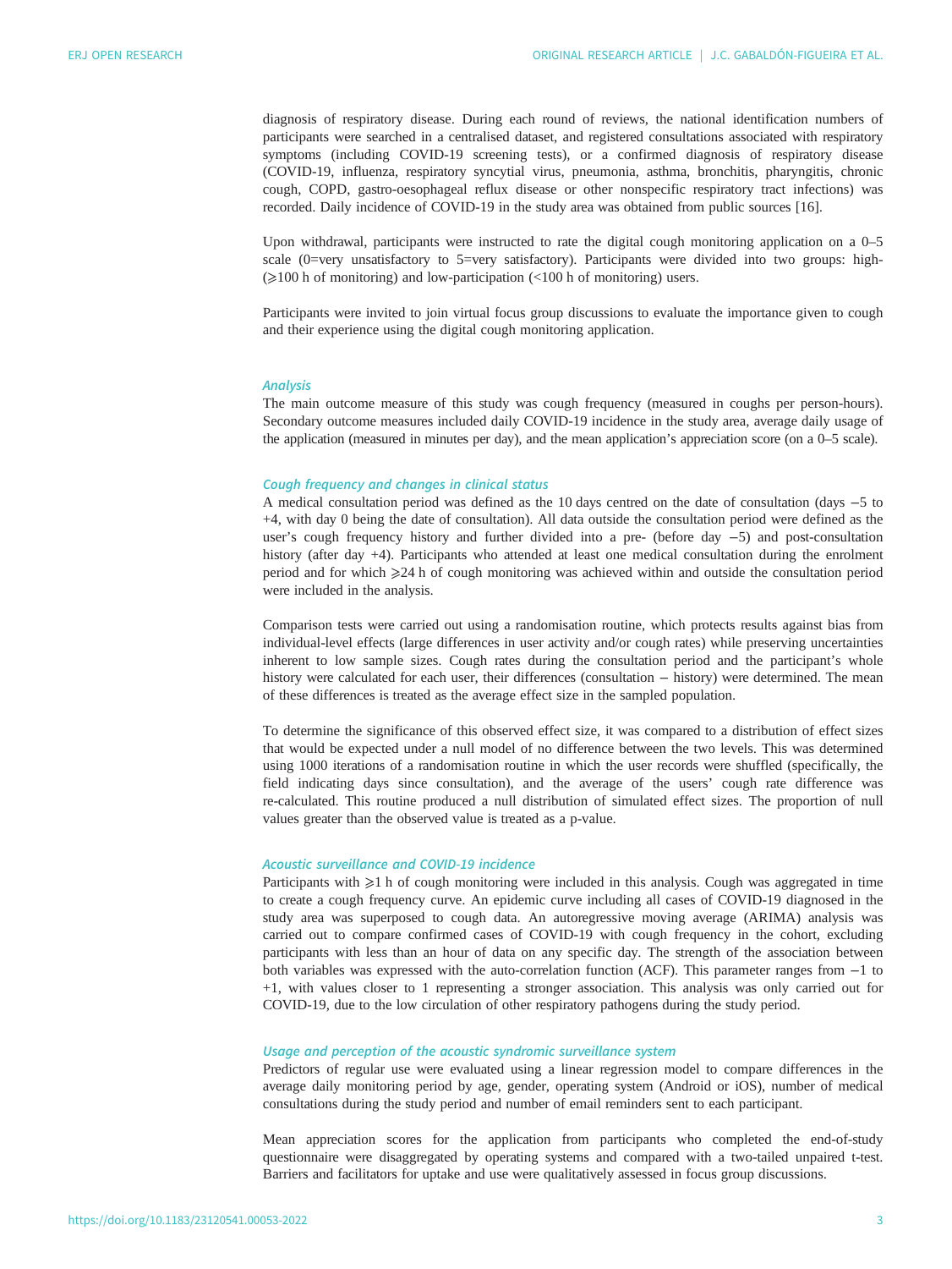diagnosis of respiratory disease. During each round of reviews, the national identification numbers of participants were searched in a centralised dataset, and registered consultations associated with respiratory symptoms (including COVID-19 screening tests), or a confirmed diagnosis of respiratory disease (COVID-19, influenza, respiratory syncytial virus, pneumonia, asthma, bronchitis, pharyngitis, chronic cough, COPD, gastro-oesophageal reflux disease or other nonspecific respiratory tract infections) was recorded. Daily incidence of COVID-19 in the study area was obtained from public sources [16].

Upon withdrawal, participants were instructed to rate the digital cough monitoring application on a 0–5 scale (0=very unsatisfactory to 5=very satisfactory). Participants were divided into two groups: high- (⩾100 h of monitoring) and low-participation (<100 h of monitoring) users.

Participants were invited to join virtual focus group discussions to evaluate the importance given to cough and their experience using the digital cough monitoring application.

### Analysis

The main outcome measure of this study was cough frequency (measured in coughs per person-hours). Secondary outcome measures included daily COVID-19 incidence in the study area, average daily usage of the application (measured in minutes per day), and the mean application's appreciation score (on a 0–5 scale).

#### Cough frequency and changes in clinical status

A medical consultation period was defined as the 10 days centred on the date of consultation (days −5 to +4, with day 0 being the date of consultation). All data outside the consultation period were defined as the user's cough frequency history and further divided into a pre- (before day −5) and post-consultation history (after day +4). Participants who attended at least one medical consultation during the enrolment period and for which ⩾24 h of cough monitoring was achieved within and outside the consultation period were included in the analysis.

Comparison tests were carried out using a randomisation routine, which protects results against bias from individual-level effects (large differences in user activity and/or cough rates) while preserving uncertainties inherent to low sample sizes. Cough rates during the consultation period and the participant's whole history were calculated for each user, their differences (consultation − history) were determined. The mean of these differences is treated as the average effect size in the sampled population.

To determine the significance of this observed effect size, it was compared to a distribution of effect sizes that would be expected under a null model of no difference between the two levels. This was determined using 1000 iterations of a randomisation routine in which the user records were shuffled (specifically, the field indicating days since consultation), and the average of the users' cough rate difference was re-calculated. This routine produced a null distribution of simulated effect sizes. The proportion of null values greater than the observed value is treated as a p-value.

#### Acoustic surveillance and COVID-19 incidence

Participants with ⩾1 h of cough monitoring were included in this analysis. Cough was aggregated in time to create a cough frequency curve. An epidemic curve including all cases of COVID-19 diagnosed in the study area was superposed to cough data. An autoregressive moving average (ARIMA) analysis was carried out to compare confirmed cases of COVID-19 with cough frequency in the cohort, excluding participants with less than an hour of data on any specific day. The strength of the association between both variables was expressed with the auto-correlation function (ACF). This parameter ranges from −1 to +1, with values closer to 1 representing a stronger association. This analysis was only carried out for COVID-19, due to the low circulation of other respiratory pathogens during the study period.

#### Usage and perception of the acoustic syndromic surveillance system

Predictors of regular use were evaluated using a linear regression model to compare differences in the average daily monitoring period by age, gender, operating system (Android or iOS), number of medical consultations during the study period and number of email reminders sent to each participant.

Mean appreciation scores for the application from participants who completed the end-of-study questionnaire were disaggregated by operating systems and compared with a two-tailed unpaired t-test. Barriers and facilitators for uptake and use were qualitatively assessed in focus group discussions.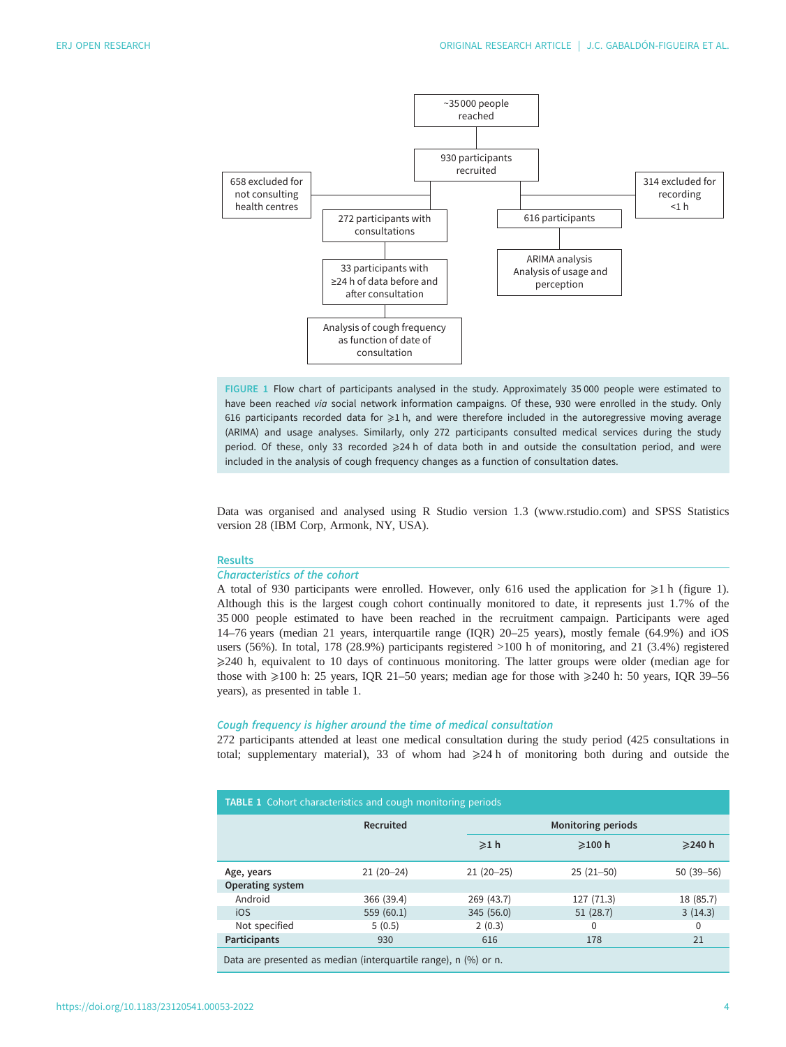~35 000 people reached

930 participants recruited

658 excluded for not consulting health centres

314 excluded for recording <1 h

272 participants with consultations

616 participants

33 participants with ≥24 h of data before and after consultation

ARIMA analysis Analysis of usage and perception

Analysis of cough frequency as function of date of consultation

**FIGURE 1** Flow chart of participants analysed in the study. Approximately 35 000 people were estimated to have been reached *via* social network information campaigns. Of these, 930 were enrolled in the study. Only 616 participants recorded data for ⩾1 h, and were therefore included in the autoregressive moving average (ARIMA) and usage analyses. Similarly, only 272 participants consulted medical services during the study period. Of these, only 33 recorded ⩾24 h of data both in and outside the consultation period, and were included in the analysis of cough frequency changes as a function of consultation dates.

Data was organised and analysed using R Studio version 1.3 (www.rstudio.com) and SPSS Statistics version 28 (IBM Corp, Armonk, NY, USA).

## Results

### *Characteristics of the cohort*

A total of 930 participants were enrolled. However, only 616 used the application for ⩾1 h (figure 1). Although this is the largest cough cohort continually monitored to date, it represents just 1.7% of the 35 000 people estimated to have been reached in the recruitment campaign. Participants were aged 14–76 years (median 21 years, interquartile range (IQR) 20–25 years), mostly female (64.9%) and iOS users (56%). In total, 178 (28.9%) participants registered >100 h of monitoring, and 21 (3.4%) registered ⩾240 h, equivalent to 10 days of continuous monitoring. The latter groups were older (median age for those with ⩾100 h: 25 years, IQR 21–50 years; median age for those with ⩾240 h: 50 years, IQR 39–56 years), as presented in table 1.

### *Cough frequency is higher around the time of medical consultation*

272 participants attended at least one medical consultation during the study period (425 consultations in total; supplementary material), 33 of whom had ⩾24 h of monitoring both during and outside the

**TABLE 1** Cohort characteristics and cough monitoring periods

| | Recruited | Monitoring periods | | |
|---|---|---|---|---|
| | | ⩾1 h | ⩾100 h | ⩾240 h |
| **Age, years** | 21 (20–24) | 21 (20–25) | 25 (21–50) | 50 (39–56) |
| **Operating system** | | | | |
| Android | 366 (39.4) | 269 (43.7) | 127 (71.3) | 18 (85.7) |
| iOS | 559 (60.1) | 345 (56.0) | 51 (28.7) | 3 (14.3) |
| Not specified | 5 (0.5) | 2 (0.3) | 0 | 0 |
| **Participants** | 930 | 616 | 178 | 21 |

Data are presented as median (interquartile range), n (%) or n.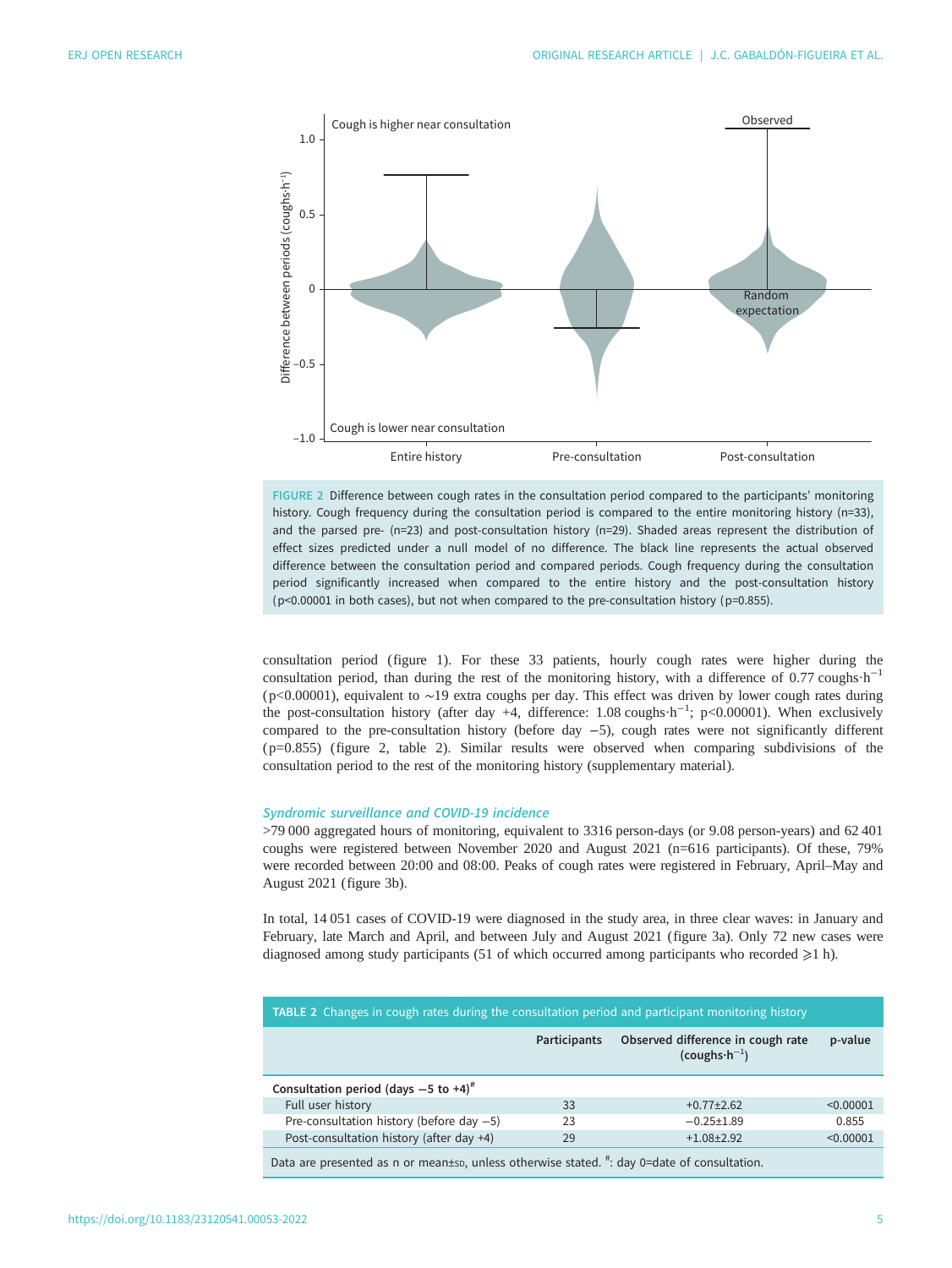FIGURE 2 Difference between cough rates in the consultation period compared to the participants' monitoring history. Cough frequency during the consultation period is compared to the entire monitoring history (n=33), and the parsed pre- (n=23) and post-consultation history (n=29). Shaded areas represent the distribution of effect sizes predicted under a null model of no difference. The black line represents the actual observed difference between the consultation period and compared periods. Cough frequency during the consultation period significantly increased when compared to the entire history and the post-consultation history (p<0.00001 in both cases), but not when compared to the pre-consultation history (p=0.855).

consultation period (figure 1). For these 33 patients, hourly cough rates were higher during the consultation period, than during the rest of the monitoring history, with a difference of 0.77 coughs·h$^{-1}$ (p<0.00001), equivalent to ∼19 extra coughs per day. This effect was driven by lower cough rates during the post-consultation history (after day +4, difference: 1.08 coughs·h$^{-1}$; p<0.00001). When exclusively compared to the pre-consultation history (before day −5), cough rates were not significantly different (p=0.855) (figure 2, table 2). Similar results were observed when comparing subdivisions of the consultation period to the rest of the monitoring history (supplementary material).

### *Syndromic surveillance and COVID-19 incidence*

>79 000 aggregated hours of monitoring, equivalent to 3316 person-days (or 9.08 person-years) and 62 401 coughs were registered between November 2020 and August 2021 (n=616 participants). Of these, 79% were recorded between 20:00 and 08:00. Peaks of cough rates were registered in February, April–May and August 2021 (figure 3b).

In total, 14 051 cases of COVID-19 were diagnosed in the study area, in three clear waves: in January and February, late March and April, and between July and August 2021 (figure 3a). Only 72 new cases were diagnosed among study participants (51 of which occurred among participants who recorded ⩾1 h).

TABLE 2 Changes in cough rates during the consultation period and participant monitoring history

| | Participants | Observed difference in cough rate (coughs·h$^{-1}$) | p-value |
|---|---|---|---|
| **Consultation period (days −5 to +4)[#]** | | | |
| Full user history | 33 | +0.77±2.62 | <0.00001 |
| Pre-consultation history (before day −5) | 23 | −0.25±1.89 | 0.855 |
| Post-consultation history (after day +4) | 29 | +1.08±2.92 | <0.00001 |

Data are presented as n or mean±SD, unless otherwise stated. [#]: day 0=date of consultation.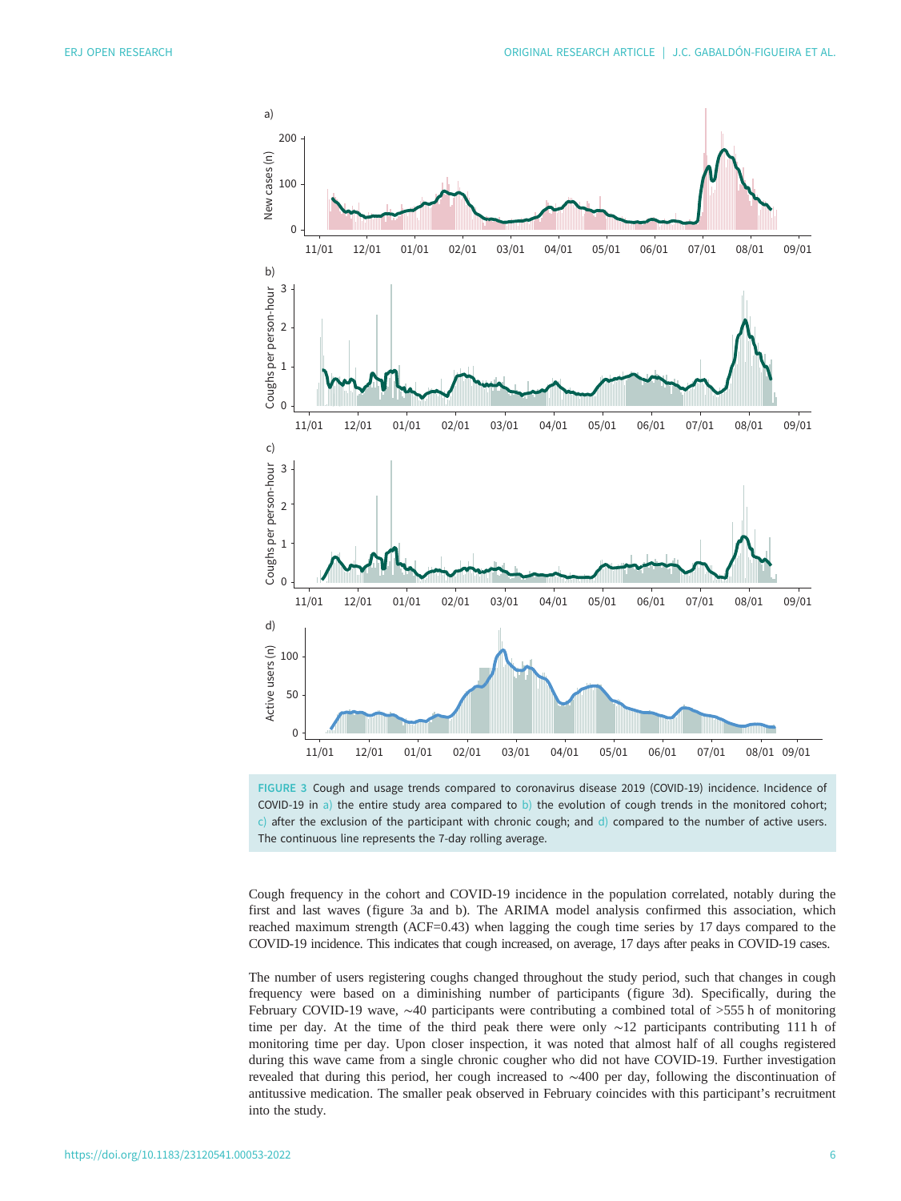FIGURE 3 Cough and usage trends compared to coronavirus disease 2019 (COVID-19) incidence. Incidence of COVID-19 in a) the entire study area compared to b) the evolution of cough trends in the monitored cohort; c) after the exclusion of the participant with chronic cough; and d) compared to the number of active users. The continuous line represents the 7-day rolling average.

Cough frequency in the cohort and COVID-19 incidence in the population correlated, notably during the first and last waves (figure 3a and b). The ARIMA model analysis confirmed this association, which reached maximum strength (ACF=0.43) when lagging the cough time series by 17 days compared to the COVID-19 incidence. This indicates that cough increased, on average, 17 days after peaks in COVID-19 cases.

The number of users registering coughs changed throughout the study period, such that changes in cough frequency were based on a diminishing number of participants (figure 3d). Specifically, during the February COVID-19 wave, ∼40 participants were contributing a combined total of >555 h of monitoring time per day. At the time of the third peak there were only ∼12 participants contributing 111 h of monitoring time per day. Upon closer inspection, it was noted that almost half of all coughs registered during this wave came from a single chronic cougher who did not have COVID-19. Further investigation revealed that during this period, her cough increased to ∼400 per day, following the discontinuation of antitussive medication. The smaller peak observed in February coincides with this participant's recruitment into the study.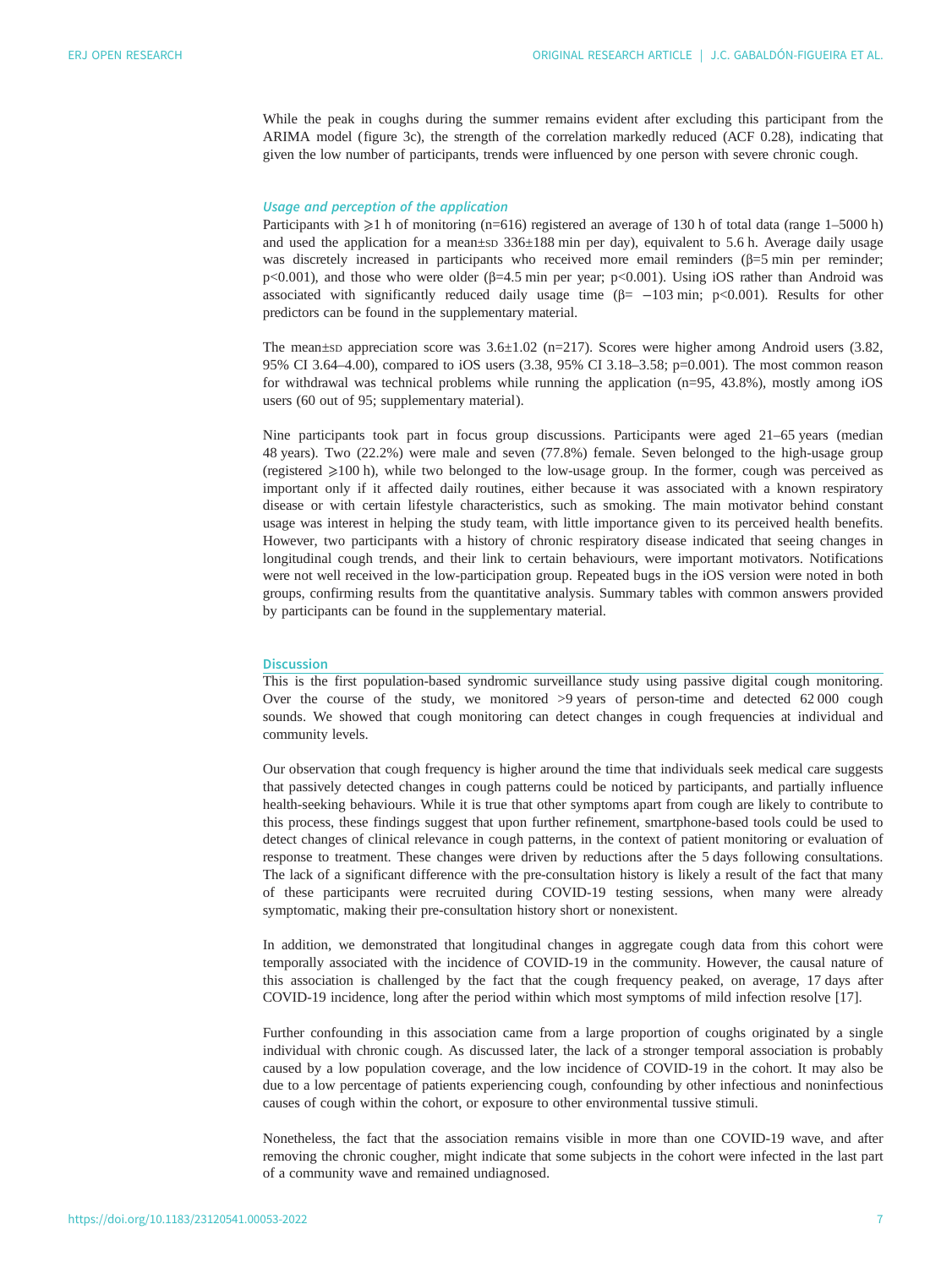While the peak in coughs during the summer remains evident after excluding this participant from the ARIMA model (figure 3c), the strength of the correlation markedly reduced (ACF 0.28), indicating that given the low number of participants, trends were influenced by one person with severe chronic cough.

### *Usage and perception of the application*

Participants with ⩾1 h of monitoring (n=616) registered an average of 130 h of total data (range 1–5000 h) and used the application for a mean±SD 336±188 min per day), equivalent to 5.6 h. Average daily usage was discretely increased in participants who received more email reminders (β=5 min per reminder; p<0.001), and those who were older (β=4.5 min per year; p<0.001). Using iOS rather than Android was associated with significantly reduced daily usage time (β= −103 min; p<0.001). Results for other predictors can be found in the supplementary material.

The mean±SD appreciation score was 3.6±1.02 (n=217). Scores were higher among Android users (3.82, 95% CI 3.64–4.00), compared to iOS users (3.38, 95% CI 3.18–3.58; p=0.001). The most common reason for withdrawal was technical problems while running the application (n=95, 43.8%), mostly among iOS users (60 out of 95; supplementary material).

Nine participants took part in focus group discussions. Participants were aged 21–65 years (median 48 years). Two (22.2%) were male and seven (77.8%) female. Seven belonged to the high-usage group (registered ⩾100 h), while two belonged to the low-usage group. In the former, cough was perceived as important only if it affected daily routines, either because it was associated with a known respiratory disease or with certain lifestyle characteristics, such as smoking. The main motivator behind constant usage was interest in helping the study team, with little importance given to its perceived health benefits. However, two participants with a history of chronic respiratory disease indicated that seeing changes in longitudinal cough trends, and their link to certain behaviours, were important motivators. Notifications were not well received in the low-participation group. Repeated bugs in the iOS version were noted in both groups, confirming results from the quantitative analysis. Summary tables with common answers provided by participants can be found in the supplementary material.

## Discussion

This is the first population-based syndromic surveillance study using passive digital cough monitoring. Over the course of the study, we monitored >9 years of person-time and detected 62 000 cough sounds. We showed that cough monitoring can detect changes in cough frequencies at individual and community levels.

Our observation that cough frequency is higher around the time that individuals seek medical care suggests that passively detected changes in cough patterns could be noticed by participants, and partially influence health-seeking behaviours. While it is true that other symptoms apart from cough are likely to contribute to this process, these findings suggest that upon further refinement, smartphone-based tools could be used to detect changes of clinical relevance in cough patterns, in the context of patient monitoring or evaluation of response to treatment. These changes were driven by reductions after the 5 days following consultations. The lack of a significant difference with the pre-consultation history is likely a result of the fact that many of these participants were recruited during COVID-19 testing sessions, when many were already symptomatic, making their pre-consultation history short or nonexistent.

In addition, we demonstrated that longitudinal changes in aggregate cough data from this cohort were temporally associated with the incidence of COVID-19 in the community. However, the causal nature of this association is challenged by the fact that the cough frequency peaked, on average, 17 days after COVID-19 incidence, long after the period within which most symptoms of mild infection resolve [17].

Further confounding in this association came from a large proportion of coughs originated by a single individual with chronic cough. As discussed later, the lack of a stronger temporal association is probably caused by a low population coverage, and the low incidence of COVID-19 in the cohort. It may also be due to a low percentage of patients experiencing cough, confounding by other infectious and noninfectious causes of cough within the cohort, or exposure to other environmental tussive stimuli.

Nonetheless, the fact that the association remains visible in more than one COVID-19 wave, and after removing the chronic cougher, might indicate that some subjects in the cohort were infected in the last part of a community wave and remained undiagnosed.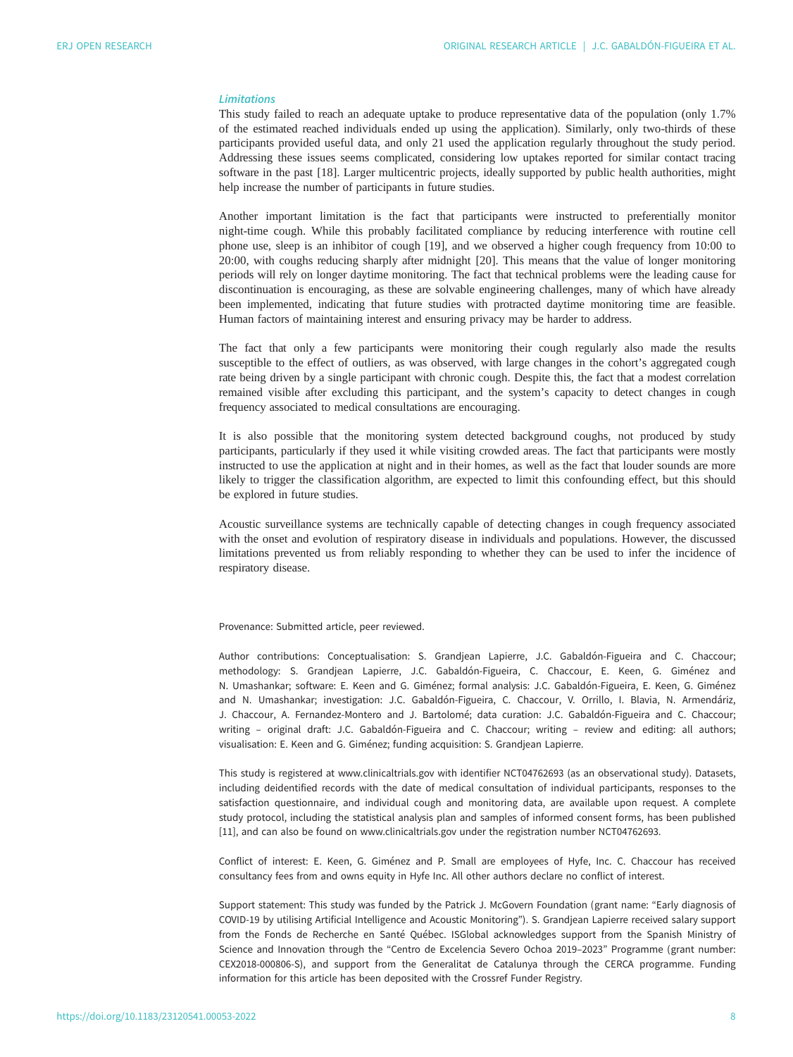### *Limitations*

This study failed to reach an adequate uptake to produce representative data of the population (only 1.7% of the estimated reached individuals ended up using the application). Similarly, only two-thirds of these participants provided useful data, and only 21 used the application regularly throughout the study period. Addressing these issues seems complicated, considering low uptakes reported for similar contact tracing software in the past [18]. Larger multicentric projects, ideally supported by public health authorities, might help increase the number of participants in future studies.

Another important limitation is the fact that participants were instructed to preferentially monitor night-time cough. While this probably facilitated compliance by reducing interference with routine cell phone use, sleep is an inhibitor of cough [19], and we observed a higher cough frequency from 10:00 to 20:00, with coughs reducing sharply after midnight [20]. This means that the value of longer monitoring periods will rely on longer daytime monitoring. The fact that technical problems were the leading cause for discontinuation is encouraging, as these are solvable engineering challenges, many of which have already been implemented, indicating that future studies with protracted daytime monitoring time are feasible. Human factors of maintaining interest and ensuring privacy may be harder to address.

The fact that only a few participants were monitoring their cough regularly also made the results susceptible to the effect of outliers, as was observed, with large changes in the cohort's aggregated cough rate being driven by a single participant with chronic cough. Despite this, the fact that a modest correlation remained visible after excluding this participant, and the system's capacity to detect changes in cough frequency associated to medical consultations are encouraging.

It is also possible that the monitoring system detected background coughs, not produced by study participants, particularly if they used it while visiting crowded areas. The fact that participants were mostly instructed to use the application at night and in their homes, as well as the fact that louder sounds are more likely to trigger the classification algorithm, are expected to limit this confounding effect, but this should be explored in future studies.

Acoustic surveillance systems are technically capable of detecting changes in cough frequency associated with the onset and evolution of respiratory disease in individuals and populations. However, the discussed limitations prevented us from reliably responding to whether they can be used to infer the incidence of respiratory disease.

Provenance: Submitted article, peer reviewed.

Author contributions: Conceptualisation: S. Grandjean Lapierre, J.C. Gabaldón-Figueira and C. Chaccour; methodology: S. Grandjean Lapierre, J.C. Gabaldón-Figueira, C. Chaccour, E. Keen, G. Giménez and N. Umashankar; software: E. Keen and G. Giménez; formal analysis: J.C. Gabaldón-Figueira, E. Keen, G. Giménez and N. Umashankar; investigation: J.C. Gabaldón-Figueira, C. Chaccour, V. Orrillo, I. Blavia, N. Armendáriz, J. Chaccour, A. Fernandez-Montero and J. Bartolomé; data curation: J.C. Gabaldón-Figueira and C. Chaccour; writing – original draft: J.C. Gabaldón-Figueira and C. Chaccour; writing – review and editing: all authors; visualisation: E. Keen and G. Giménez; funding acquisition: S. Grandjean Lapierre.

This study is registered at www.clinicaltrials.gov with identifier NCT04762693 (as an observational study). Datasets, including deidentified records with the date of medical consultation of individual participants, responses to the satisfaction questionnaire, and individual cough and monitoring data, are available upon request. A complete study protocol, including the statistical analysis plan and samples of informed consent forms, has been published [11], and can also be found on www.clinicaltrials.gov under the registration number NCT04762693.

Conflict of interest: E. Keen, G. Giménez and P. Small are employees of Hyfe, Inc. C. Chaccour has received consultancy fees from and owns equity in Hyfe Inc. All other authors declare no conflict of interest.

Support statement: This study was funded by the Patrick J. McGovern Foundation (grant name: "Early diagnosis of COVID-19 by utilising Artificial Intelligence and Acoustic Monitoring"). S. Grandjean Lapierre received salary support from the Fonds de Recherche en Santé Québec. ISGlobal acknowledges support from the Spanish Ministry of Science and Innovation through the "Centro de Excelencia Severo Ochoa 2019–2023" Programme (grant number: CEX2018-000806-S), and support from the Generalitat de Catalunya through the CERCA programme. Funding information for this article has been deposited with the Crossref Funder Registry.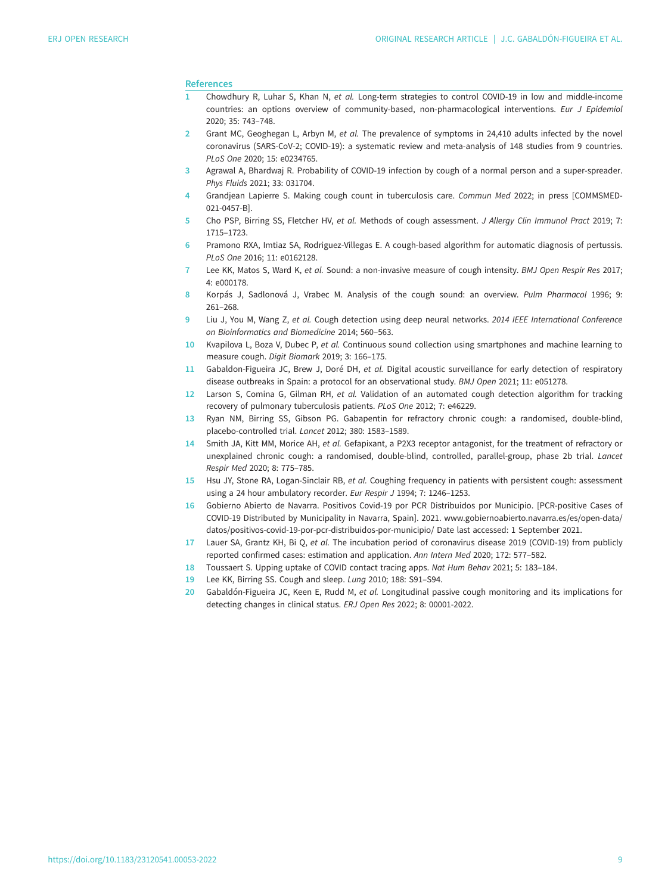## References

1. Chowdhury R, Luhar S, Khan N, *et al.* Long-term strategies to control COVID-19 in low and middle-income countries: an options overview of community-based, non-pharmacological interventions. *Eur J Epidemiol* 2020; 35: 743–748.
2. Grant MC, Geoghegan L, Arbyn M, *et al.* The prevalence of symptoms in 24,410 adults infected by the novel coronavirus (SARS-CoV-2; COVID-19): a systematic review and meta-analysis of 148 studies from 9 countries. *PLoS One* 2020; 15: e0234765.
3. Agrawal A, Bhardwaj R. Probability of COVID-19 infection by cough of a normal person and a super-spreader. *Phys Fluids* 2021; 33: 031704.
4. Grandjean Lapierre S. Making cough count in tuberculosis care. *Commun Med* 2022; in press [COMMSMED-021-0457-B].
5. Cho PSP, Birring SS, Fletcher HV, *et al.* Methods of cough assessment. *J Allergy Clin Immunol Pract* 2019; 7: 1715–1723.
6. Pramono RXA, Imtiaz SA, Rodriguez-Villegas E. A cough-based algorithm for automatic diagnosis of pertussis. *PLoS One* 2016; 11: e0162128.
7. Lee KK, Matos S, Ward K, *et al.* Sound: a non-invasive measure of cough intensity. *BMJ Open Respir Res* 2017; 4: e000178.
8. Korpás J, Sadlonová J, Vrabec M. Analysis of the cough sound: an overview. *Pulm Pharmacol* 1996; 9: 261–268.
9. Liu J, You M, Wang Z, *et al.* Cough detection using deep neural networks. *2014 IEEE International Conference on Bioinformatics and Biomedicine* 2014; 560–563.
10. Kvapilova L, Boza V, Dubec P, *et al.* Continuous sound collection using smartphones and machine learning to measure cough. *Digit Biomark* 2019; 3: 166–175.
11. Gabaldon-Figueira JC, Brew J, Doré DH, *et al.* Digital acoustic surveillance for early detection of respiratory disease outbreaks in Spain: a protocol for an observational study. *BMJ Open* 2021; 11: e051278.
12. Larson S, Comina G, Gilman RH, *et al.* Validation of an automated cough detection algorithm for tracking recovery of pulmonary tuberculosis patients. *PLoS One* 2012; 7: e46229.
13. Ryan NM, Birring SS, Gibson PG. Gabapentin for refractory chronic cough: a randomised, double-blind, placebo-controlled trial. *Lancet* 2012; 380: 1583–1589.
14. Smith JA, Kitt MM, Morice AH, *et al.* Gefapixant, a P2X3 receptor antagonist, for the treatment of refractory or unexplained chronic cough: a randomised, double-blind, controlled, parallel-group, phase 2b trial. *Lancet Respir Med* 2020; 8: 775–785.
15. Hsu JY, Stone RA, Logan-Sinclair RB, *et al.* Coughing frequency in patients with persistent cough: assessment using a 24 hour ambulatory recorder. *Eur Respir J* 1994; 7: 1246–1253.
16. Gobierno Abierto de Navarra. Positivos Covid-19 por PCR Distribuidos por Municipio. [PCR-positive Cases of COVID-19 Distributed by Municipality in Navarra, Spain]. 2021. www.gobiernoabierto.navarra.es/es/open-data/datos/positivos-covid-19-por-pcr-distribuidos-por-municipio/ Date last accessed: 1 September 2021.
17. Lauer SA, Grantz KH, Bi Q, *et al.* The incubation period of coronavirus disease 2019 (COVID-19) from publicly reported confirmed cases: estimation and application. *Ann Intern Med* 2020; 172: 577–582.
18. Toussaert S. Upping uptake of COVID contact tracing apps. *Nat Hum Behav* 2021; 5: 183–184.
19. Lee KK, Birring SS. Cough and sleep. *Lung* 2010; 188: S91–S94.
20. Gabaldón-Figueira JC, Keen E, Rudd M, *et al.* Longitudinal passive cough monitoring and its implications for detecting changes in clinical status. *ERJ Open Res* 2022; 8: 00001-2022.